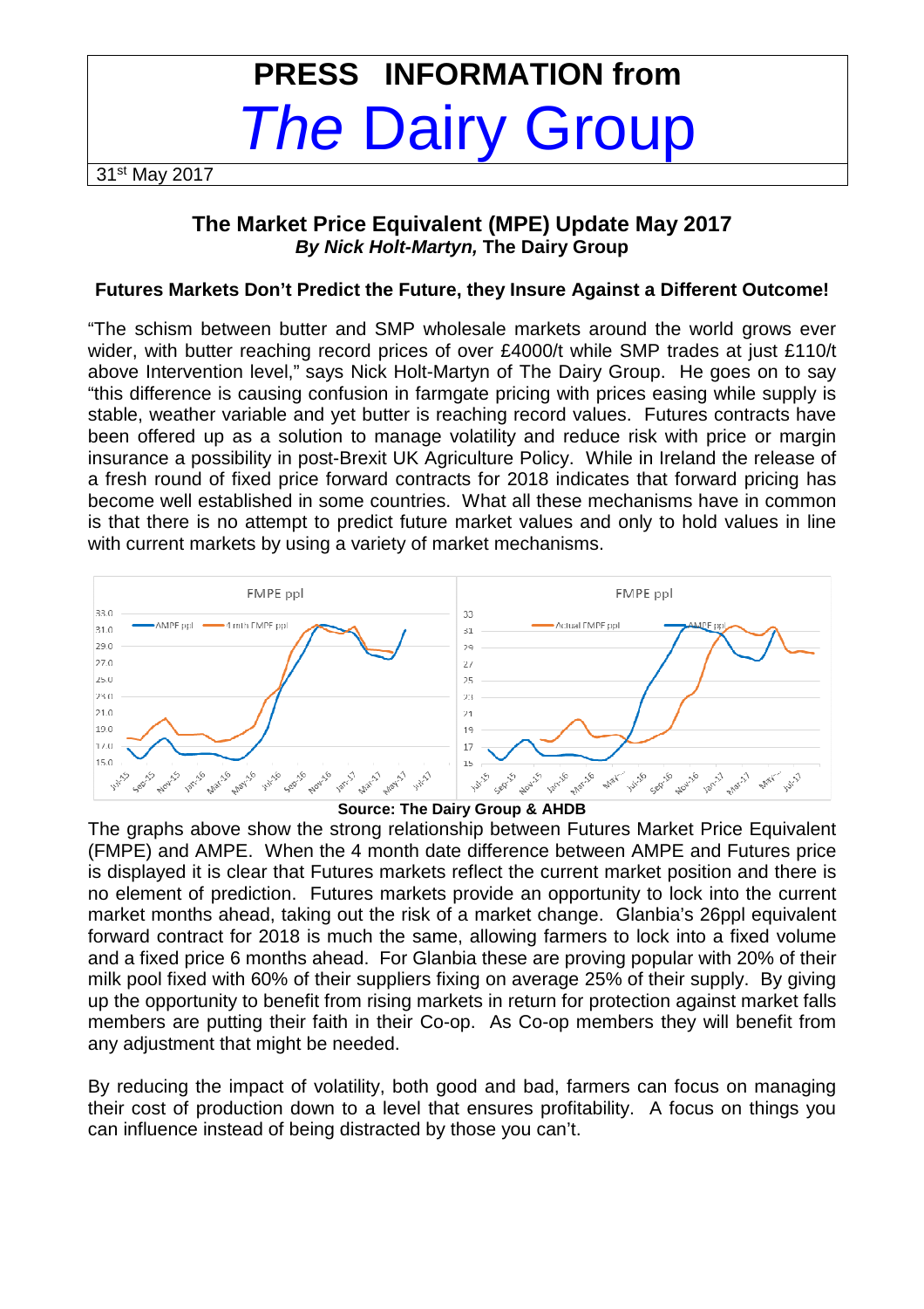# PRESS INFORMATION from *The* Dairy Group

31st May 2017

## The Market Price Equivalent (MPE) Update May 2017

***By Nick Holt-Martyn,* The Dairy Group**

### Futures Markets Don't Predict the Future, they Insure Against a Different Outcome!

"The schism between butter and SMP wholesale markets around the world grows ever wider, with butter reaching record prices of over £4000/t while SMP trades at just £110/t above Intervention level," says Nick Holt-Martyn of The Dairy Group. He goes on to say "this difference is causing confusion in farmgate pricing with prices easing while supply is stable, weather variable and yet butter is reaching record values. Futures contracts have been offered up as a solution to manage volatility and reduce risk with price or margin insurance a possibility in post-Brexit UK Agriculture Policy. While in Ireland the release of a fresh round of fixed price forward contracts for 2018 indicates that forward pricing has become well established in some countries. What all these mechanisms have in common is that there is no attempt to predict future market values and only to hold values in line with current markets by using a variety of market mechanisms.

**Source: The Dairy Group & AHDB**

The graphs above show the strong relationship between Futures Market Price Equivalent (FMPE) and AMPE. When the 4 month date difference between AMPE and Futures price is displayed it is clear that Futures markets reflect the current market position and there is no element of prediction. Futures markets provide an opportunity to lock into the current market months ahead, taking out the risk of a market change. Glanbia's 26ppl equivalent forward contract for 2018 is much the same, allowing farmers to lock into a fixed volume and a fixed price 6 months ahead. For Glanbia these are proving popular with 20% of their milk pool fixed with 60% of their suppliers fixing on average 25% of their supply. By giving up the opportunity to benefit from rising markets in return for protection against market falls members are putting their faith in their Co-op. As Co-op members they will benefit from any adjustment that might be needed.

By reducing the impact of volatility, both good and bad, farmers can focus on managing their cost of production down to a level that ensures profitability. A focus on things you can influence instead of being distracted by those you can't.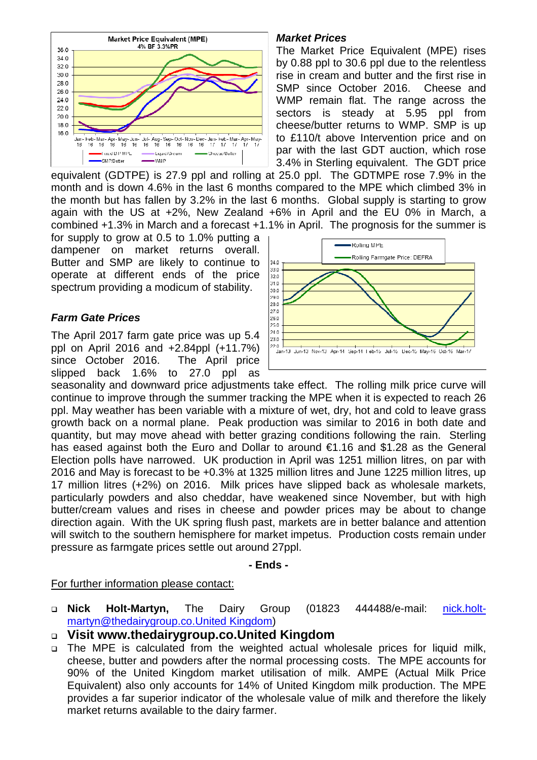Market Price Equivalent (MPE)
4% BF 3.3%PR

36.0
34.0
32.0
30.0
28.0
26.0
24.0
22.0
20.0
18.0
16.0

Jan-16 Feb-16 Mar-16 Apr-16 May-16 Jun-16 Jul-16 Aug-16 Sep-16 Oct-16 Nov-16 Dec-16 Jan-17 Feb-17 Mar-17 Apr-17 May-17

Fixed BP MPE
Liquid/Cream
Cheese/Butter
SMP/Butter
WMP

### *Market Prices*

The Market Price Equivalent (MPE) rises by 0.88 ppl to 30.6 ppl due to the relentless rise in cream and butter and the first rise in SMP since October 2016. Cheese and WMP remain flat. The range across the sectors is steady at 5.95 ppl from cheese/butter returns to WMP. SMP is up to £110/t above Intervention price and on par with the last GDT auction, which rose 3.4% in Sterling equivalent. The GDT price equivalent (GDTPE) is 27.9 ppl and rolling at 25.0 ppl. The GDTMPE rose 7.9% in the month and is down 4.6% in the last 6 months compared to the MPE which climbed 3% in the month but has fallen by 3.2% in the last 6 months. Global supply is starting to grow again with the US at +2%, New Zealand +6% in April and the EU 0% in March, a combined +1.3% in March and a forecast +1.1% in April. The prognosis for the summer is for supply to grow at 0.5 to 1.0% putting a dampener on market returns overall. Butter and SMP are likely to continue to operate at different ends of the price spectrum providing a modicum of stability.

Rolling MPE
Rolling Farmgate Price: DEFRA

34.0
33.0
32.0
31.0
30.0
29.0
28.0
27.0
26.0
25.0
24.0
23.0
22.0

Jan-13 Jun-13 Nov-13 Apr-14 Sep-14 Feb-15 Jul-15 Dec-15 May-16 Oct-16 Mar-17

### *Farm Gate Prices*

The April 2017 farm gate price was up 5.4 ppl on April 2016 and +2.84ppl (+11.7%) since October 2016. The April price slipped back 1.6% to 27.0 ppl as seasonality and downward price adjustments take effect. The rolling milk price curve will continue to improve through the summer tracking the MPE when it is expected to reach 26 ppl. May weather has been variable with a mixture of wet, dry, hot and cold to leave grass growth back on a normal plane. Peak production was similar to 2016 in both date and quantity, but may move ahead with better grazing conditions following the rain. Sterling has eased against both the Euro and Dollar to around €1.16 and $1.28 as the General Election polls have narrowed. UK production in April was 1251 million litres, on par with 2016 and May is forecast to be +0.3% at 1325 million litres and June 1225 million litres, up 17 million litres (+2%) on 2016. Milk prices have slipped back as wholesale markets, particularly powders and also cheddar, have weakened since November, but with high butter/cream values and rises in cheese and powder prices may be about to change direction again. With the UK spring flush past, markets are in better balance and attention will switch to the southern hemisphere for market impetus. Production costs remain under pressure as farmgate prices settle out around 27ppl.

**- Ends -**

For further information please contact:

- **Nick Holt-Martyn,** The Dairy Group (01823 444488/e-mail: nick.holt-martyn@thedairygroup.co.United Kingdom)
- **Visit www.thedairygroup.co.United Kingdom**
- The MPE is calculated from the weighted actual wholesale prices for liquid milk, cheese, butter and powders after the normal processing costs. The MPE accounts for 90% of the United Kingdom market utilisation of milk. AMPE (Actual Milk Price Equivalent) also only accounts for 14% of United Kingdom milk production. The MPE provides a far superior indicator of the wholesale value of milk and therefore the likely market returns available to the dairy farmer.